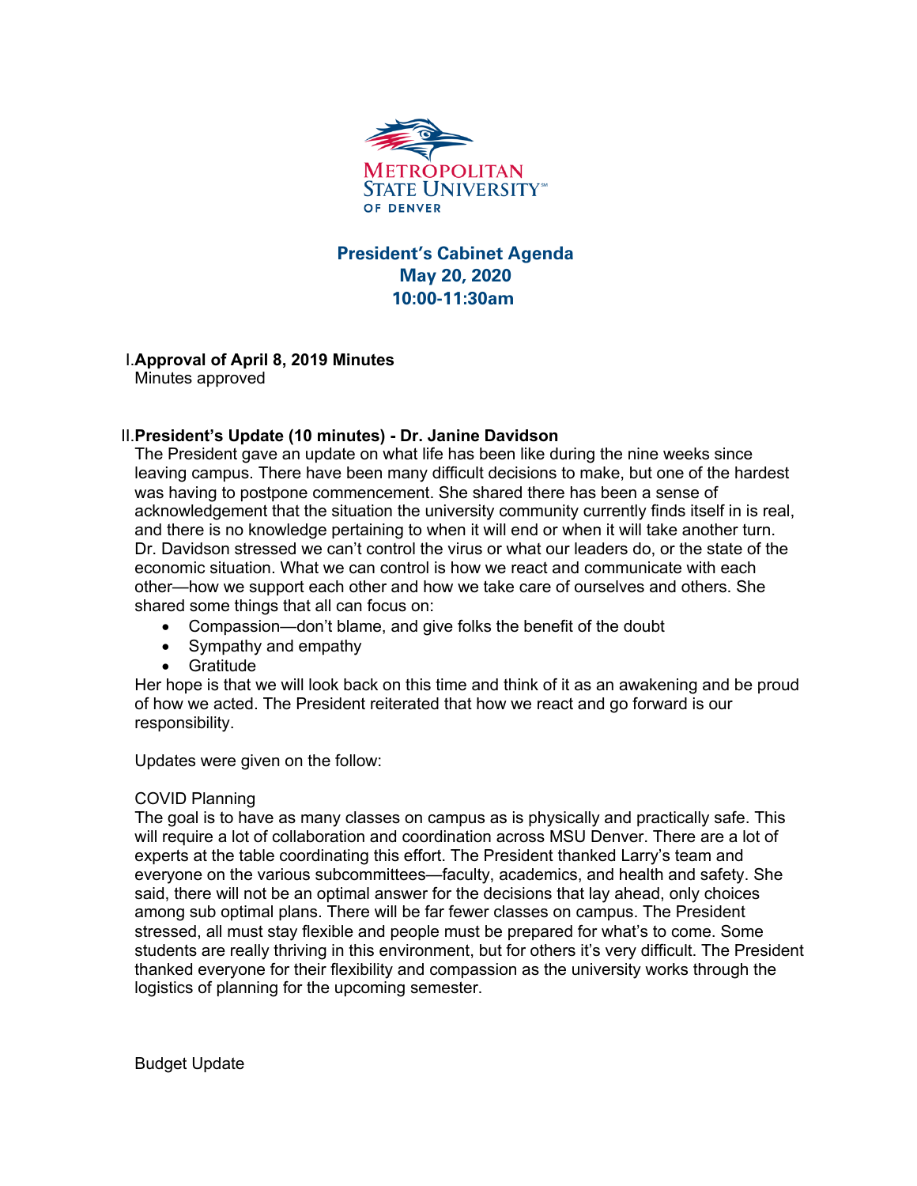METROPOLITAN STATE UNIVERSITY OF DENVER

# President's Cabinet Agenda
## May 20, 2020
## 10:00-11:30am

I. **Approval of April 8, 2019 Minutes**

Minutes approved

II. **President's Update (10 minutes) - Dr. Janine Davidson**

The President gave an update on what life has been like during the nine weeks since leaving campus. There have been many difficult decisions to make, but one of the hardest was having to postpone commencement. She shared there has been a sense of acknowledgement that the situation the university community currently finds itself in is real, and there is no knowledge pertaining to when it will end or when it will take another turn. Dr. Davidson stressed we can't control the virus or what our leaders do, or the state of the economic situation. What we can control is how we react and communicate with each other—how we support each other and how we take care of ourselves and others. She shared some things that all can focus on:

- Compassion—don't blame, and give folks the benefit of the doubt
- Sympathy and empathy
- Gratitude

Her hope is that we will look back on this time and think of it as an awakening and be proud of how we acted. The President reiterated that how we react and go forward is our responsibility.

Updates were given on the follow:

COVID Planning

The goal is to have as many classes on campus as is physically and practically safe. This will require a lot of collaboration and coordination across MSU Denver. There are a lot of experts at the table coordinating this effort. The President thanked Larry's team and everyone on the various subcommittees—faculty, academics, and health and safety. She said, there will not be an optimal answer for the decisions that lay ahead, only choices among sub optimal plans. There will be far fewer classes on campus. The President stressed, all must stay flexible and people must be prepared for what's to come. Some students are really thriving in this environment, but for others it's very difficult. The President thanked everyone for their flexibility and compassion as the university works through the logistics of planning for the upcoming semester.

Budget Update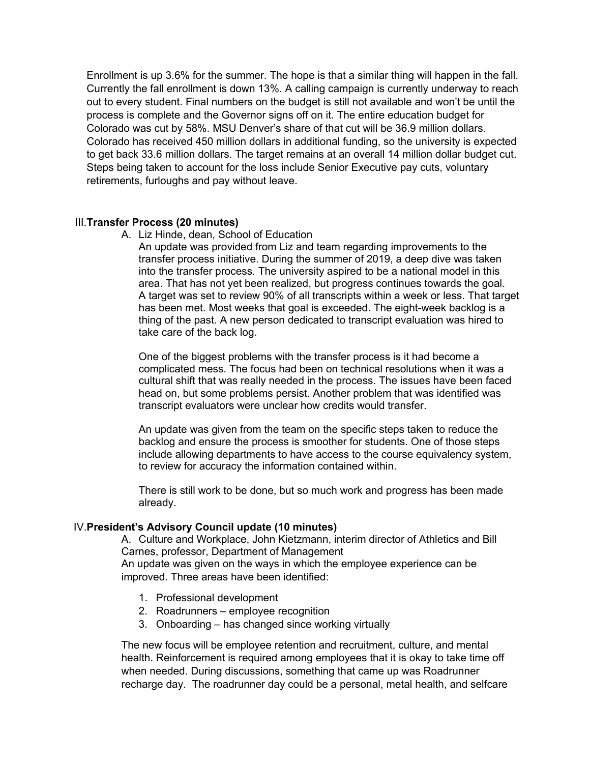Enrollment is up 3.6% for the summer. The hope is that a similar thing will happen in the fall. Currently the fall enrollment is down 13%. A calling campaign is currently underway to reach out to every student. Final numbers on the budget is still not available and won't be until the process is complete and the Governor signs off on it. The entire education budget for Colorado was cut by 58%. MSU Denver's share of that cut will be 36.9 million dollars. Colorado has received 450 million dollars in additional funding, so the university is expected to get back 33.6 million dollars. The target remains at an overall 14 million dollar budget cut. Steps being taken to account for the loss include Senior Executive pay cuts, voluntary retirements, furloughs and pay without leave.

## III. Transfer Process (20 minutes)

A. Liz Hinde, dean, School of Education

An update was provided from Liz and team regarding improvements to the transfer process initiative. During the summer of 2019, a deep dive was taken into the transfer process. The university aspired to be a national model in this area. That has not yet been realized, but progress continues towards the goal. A target was set to review 90% of all transcripts within a week or less. That target has been met. Most weeks that goal is exceeded. The eight-week backlog is a thing of the past. A new person dedicated to transcript evaluation was hired to take care of the back log.

One of the biggest problems with the transfer process is it had become a complicated mess. The focus had been on technical resolutions when it was a cultural shift that was really needed in the process. The issues have been faced head on, but some problems persist. Another problem that was identified was transcript evaluators were unclear how credits would transfer.

An update was given from the team on the specific steps taken to reduce the backlog and ensure the process is smoother for students. One of those steps include allowing departments to have access to the course equivalency system, to review for accuracy the information contained within.

There is still work to be done, but so much work and progress has been made already.

## IV. President's Advisory Council update (10 minutes)

A. Culture and Workplace, John Kietzmann, interim director of Athletics and Bill Carnes, professor, Department of Management

An update was given on the ways in which the employee experience can be improved. Three areas have been identified:

1. Professional development
2. Roadrunners – employee recognition
3. Onboarding – has changed since working virtually

The new focus will be employee retention and recruitment, culture, and mental health. Reinforcement is required among employees that it is okay to take time off when needed. During discussions, something that came up was Roadrunner recharge day. The roadrunner day could be a personal, metal health, and selfcare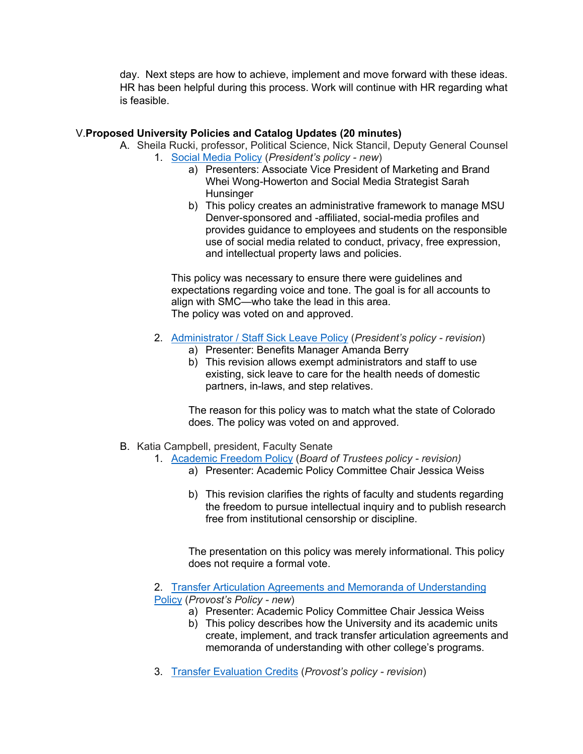day. Next steps are how to achieve, implement and move forward with these ideas. HR has been helpful during this process. Work will continue with HR regarding what is feasible.

V. **Proposed University Policies and Catalog Updates (20 minutes)**

A. Sheila Rucki, professor, Political Science, Nick Stancil, Deputy General Counsel

1. Social Media Policy (*President's policy - new*)
   a) Presenters: Associate Vice President of Marketing and Brand Whei Wong-Howerton and Social Media Strategist Sarah Hunsinger
   b) This policy creates an administrative framework to manage MSU Denver-sponsored and -affiliated, social-media profiles and provides guidance to employees and students on the responsible use of social media related to conduct, privacy, free expression, and intellectual property laws and policies.

   This policy was necessary to ensure there were guidelines and expectations regarding voice and tone. The goal is for all accounts to align with SMC—who take the lead in this area.
   The policy was voted on and approved.

2. Administrator / Staff Sick Leave Policy (*President's policy - revision*)
   a) Presenter: Benefits Manager Amanda Berry
   b) This revision allows exempt administrators and staff to use existing, sick leave to care for the health needs of domestic partners, in-laws, and step relatives.

   The reason for this policy was to match what the state of Colorado does. The policy was voted on and approved.

B. Katia Campbell, president, Faculty Senate

1. Academic Freedom Policy (*Board of Trustees policy - revision*)
   a) Presenter: Academic Policy Committee Chair Jessica Weiss
   b) This revision clarifies the rights of faculty and students regarding the freedom to pursue intellectual inquiry and to publish research free from institutional censorship or discipline.

   The presentation on this policy was merely informational. This policy does not require a formal vote.

2. Transfer Articulation Agreements and Memoranda of Understanding Policy (*Provost's Policy - new*)
   a) Presenter: Academic Policy Committee Chair Jessica Weiss
   b) This policy describes how the University and its academic units create, implement, and track transfer articulation agreements and memoranda of understanding with other college's programs.

3. Transfer Evaluation Credits (*Provost's policy - revision*)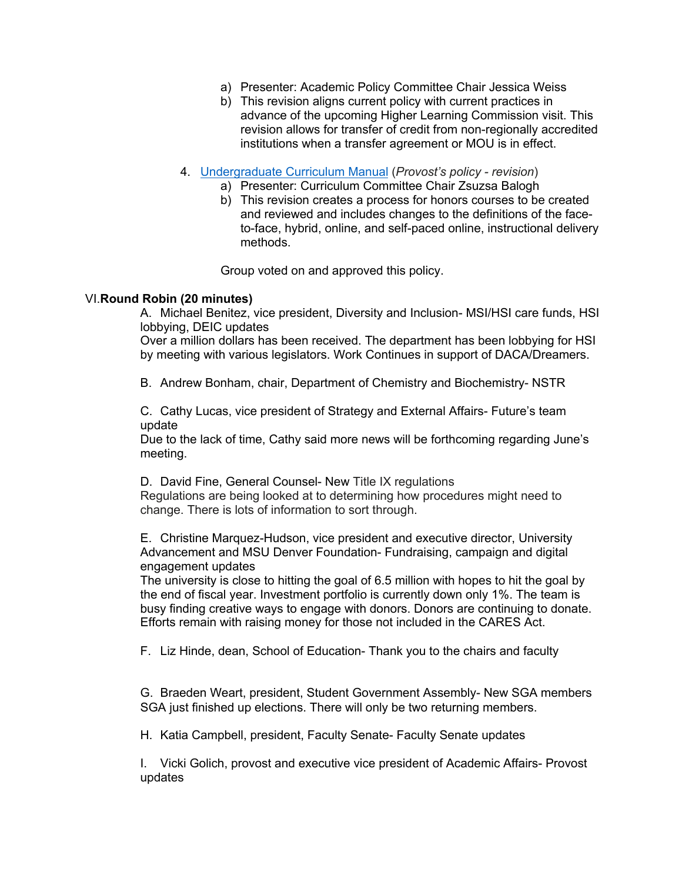a) Presenter: Academic Policy Committee Chair Jessica Weiss
b) This revision aligns current policy with current practices in advance of the upcoming Higher Learning Commission visit. This revision allows for transfer of credit from non-regionally accredited institutions when a transfer agreement or MOU is in effect.

4. [Undergraduate Curriculum Manual]() (*Provost's policy - revision*)
    a) Presenter: Curriculum Committee Chair Zsuzsa Balogh
    b) This revision creates a process for honors courses to be created and reviewed and includes changes to the definitions of the face-to-face, hybrid, online, and self-paced online, instructional delivery methods.

    Group voted on and approved this policy.

## VI. **Round Robin (20 minutes)**

A. Michael Benitez, vice president, Diversity and Inclusion- MSI/HSI care funds, HSI lobbying, DEIC updates
Over a million dollars has been received. The department has been lobbying for HSI by meeting with various legislators. Work Continues in support of DACA/Dreamers.

B. Andrew Bonham, chair, Department of Chemistry and Biochemistry- NSTR

C. Cathy Lucas, vice president of Strategy and External Affairs- Future's team update
Due to the lack of time, Cathy said more news will be forthcoming regarding June's meeting.

D. David Fine, General Counsel- New Title IX regulations
Regulations are being looked at to determining how procedures might need to change. There is lots of information to sort through.

E. Christine Marquez-Hudson, vice president and executive director, University Advancement and MSU Denver Foundation- Fundraising, campaign and digital engagement updates
The university is close to hitting the goal of 6.5 million with hopes to hit the goal by the end of fiscal year. Investment portfolio is currently down only 1%. The team is busy finding creative ways to engage with donors. Donors are continuing to donate. Efforts remain with raising money for those not included in the CARES Act.

F. Liz Hinde, dean, School of Education- Thank you to the chairs and faculty

G. Braeden Weart, president, Student Government Assembly- New SGA members
SGA just finished up elections. There will only be two returning members.

H. Katia Campbell, president, Faculty Senate- Faculty Senate updates

I. Vicki Golich, provost and executive vice president of Academic Affairs- Provost updates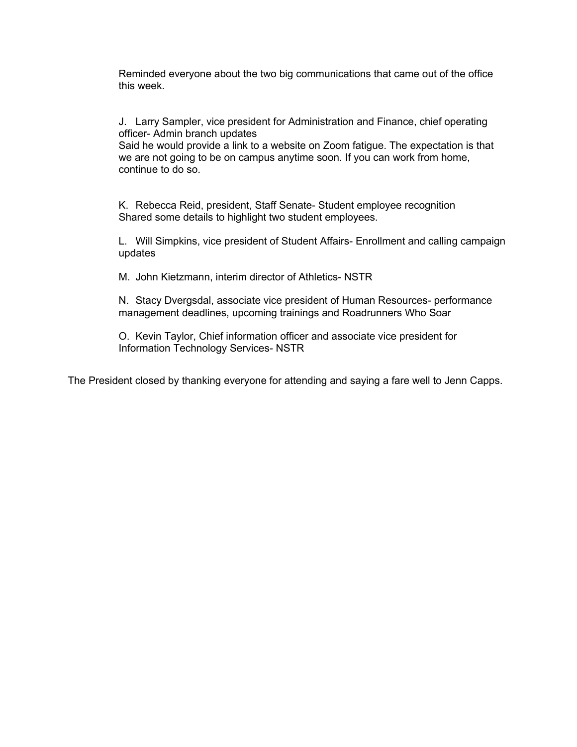Reminded everyone about the two big communications that came out of the office this week.

J. Larry Sampler, vice president for Administration and Finance, chief operating officer- Admin branch updates
Said he would provide a link to a website on Zoom fatigue. The expectation is that we are not going to be on campus anytime soon. If you can work from home, continue to do so.

K. Rebecca Reid, president, Staff Senate- Student employee recognition
Shared some details to highlight two student employees.

L. Will Simpkins, vice president of Student Affairs- Enrollment and calling campaign updates

M. John Kietzmann, interim director of Athletics- NSTR

N. Stacy Dvergsdal, associate vice president of Human Resources- performance management deadlines, upcoming trainings and Roadrunners Who Soar

O. Kevin Taylor, Chief information officer and associate vice president for Information Technology Services- NSTR

The President closed by thanking everyone for attending and saying a fare well to Jenn Capps.